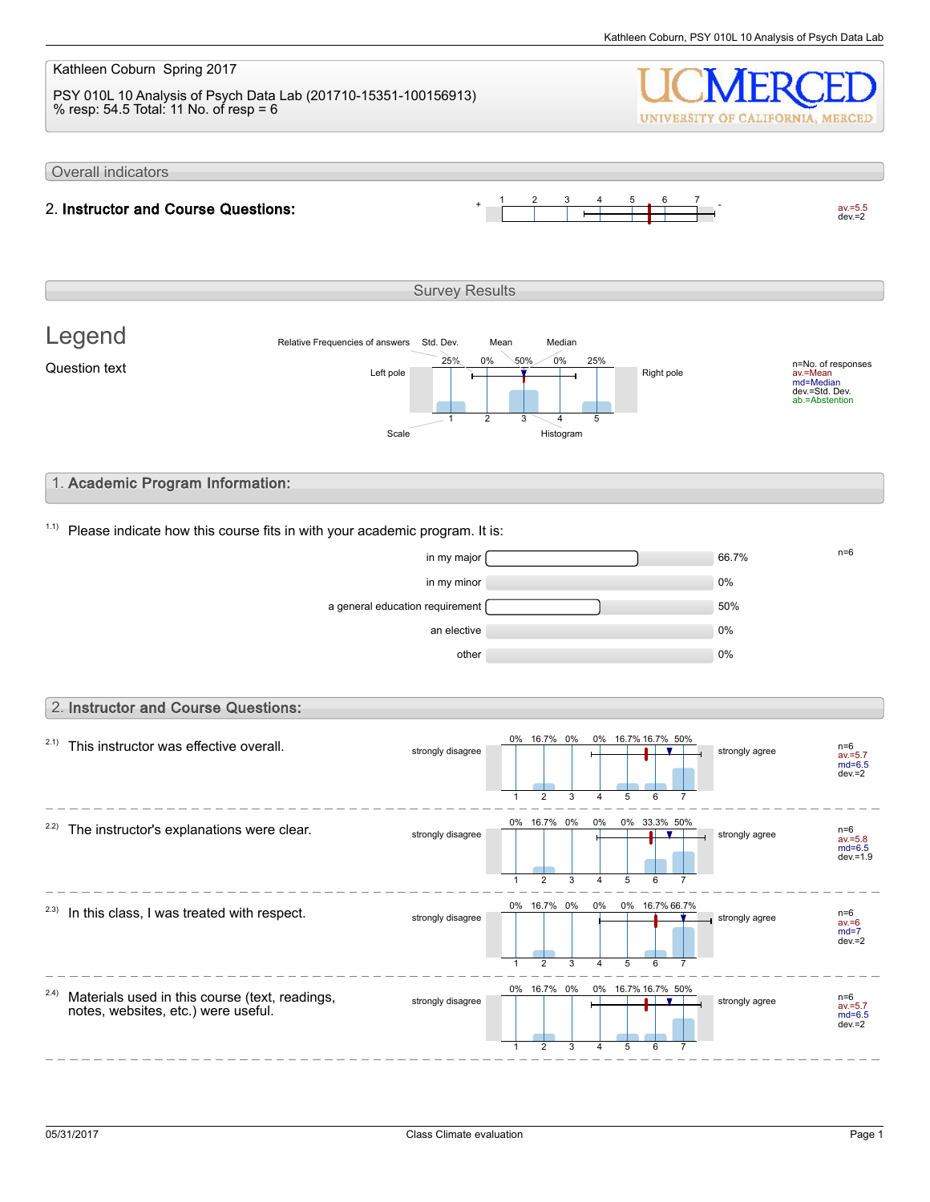Kathleen Coburn Spring 2017

PSY 010L 10 Analysis of Psych Data Lab (201710-15351-100156913)
% resp: 54.5 Total: 11 No. of resp = 6

UCMERCED
UNIVERSITY OF CALIFORNIA, MERCED

## Overall indicators

**2. Instructor and Course Questions:** av.=5.5, dev.=2

## Survey Results

### Legend

Question text

Relative Frequencies of answers, Std. Dev., Mean, Median, Left pole, Right pole, Scale, Histogram

n=No. of responses
av.=Mean
md=Median
dev.=Std. Dev.
ab.=Abstention

## 1. Academic Program Information:

1.1) Please indicate how this course fits in with your academic program. It is:

| Option | Percentage |
|---|---|
| in my major | 66.7% |
| in my minor | 0% |
| a general education requirement | 50% |
| an elective | 0% |
| other | 0% |

n=6

## 2. Instructor and Course Questions:

Scale: 1 = strongly disagree, 7 = strongly agree

| Question | 1 | 2 | 3 | 4 | 5 | 6 | 7 | n | av. | md | dev. |
|---|---|---|---|---|---|---|---|---|---|---|---|
| 2.1) This instructor was effective overall. | 0% | 16.7% | 0% | 0% | 16.7% | 16.7% | 50% | 6 | 5.7 | 6.5 | 2 |
| 2.2) The instructor's explanations were clear. | 0% | 16.7% | 0% | 0% | 0% | 33.3% | 50% | 6 | 5.8 | 6.5 | 1.9 |
| 2.3) In this class, I was treated with respect. | 0% | 16.7% | 0% | 0% | 0% | 16.7% | 66.7% | 6 | 6 | 7 | 2 |
| 2.4) Materials used in this course (text, readings, notes, websites, etc.) were useful. | 0% | 16.7% | 0% | 0% | 16.7% | 16.7% | 50% | 6 | 5.7 | 6.5 | 2 |

05/31/2017 Class Climate evaluation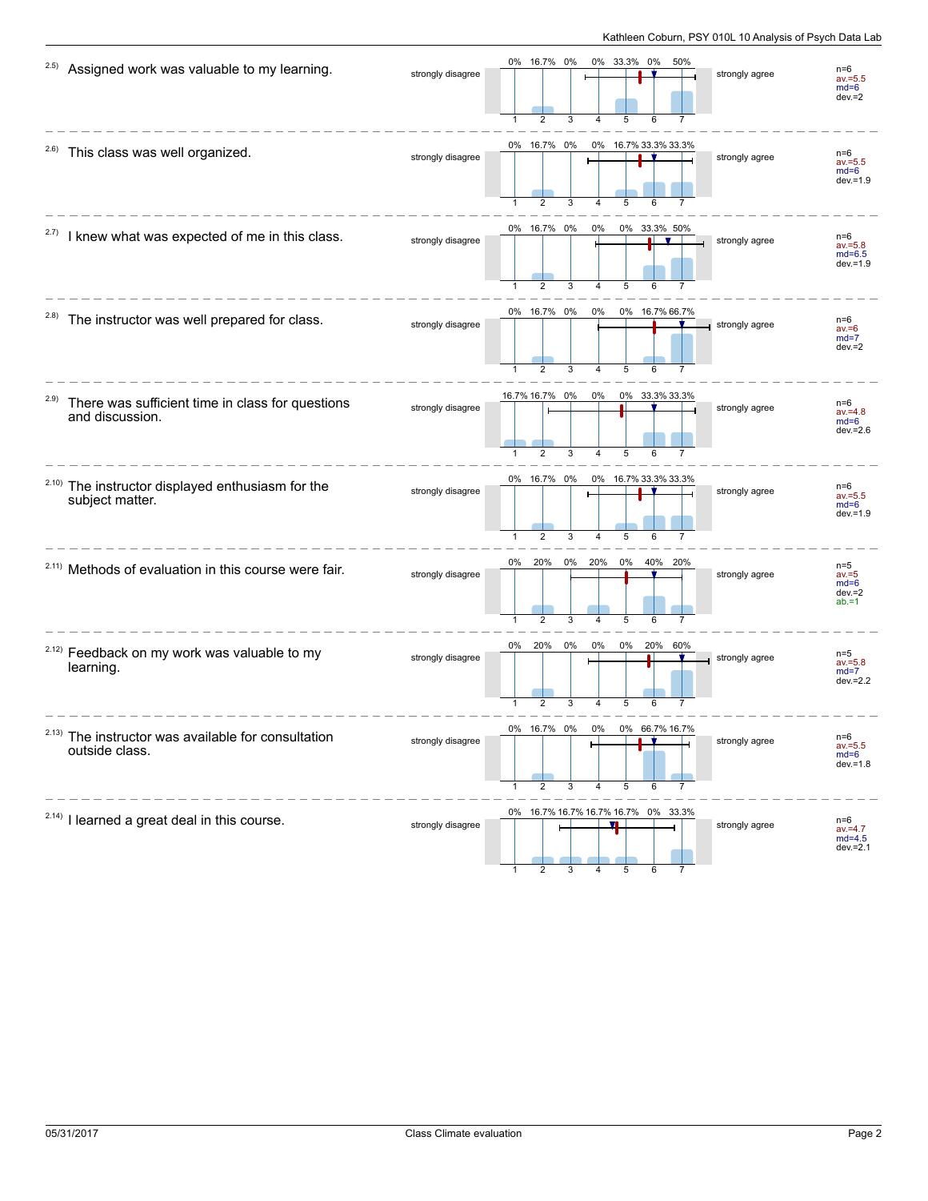2.5) Assigned work was valuable to my learning.

| | 1 | 2 | 3 | 4 | 5 | 6 | 7 | |
|---|---|---|---|---|---|---|---|---|
| strongly disagree | 0% | 16.7% | 0% | 0% | 33.3% | 0% | 50% | strongly agree |

n=6
av.=5.5
md=6
dev.=2

---

2.6) This class was well organized.

| | 1 | 2 | 3 | 4 | 5 | 6 | 7 | |
|---|---|---|---|---|---|---|---|---|
| strongly disagree | 0% | 16.7% | 0% | 0% | 16.7% | 33.3% | 33.3% | strongly agree |

n=6
av.=5.5
md=6
dev.=1.9

---

2.7) I knew what was expected of me in this class.

| | 1 | 2 | 3 | 4 | 5 | 6 | 7 | |
|---|---|---|---|---|---|---|---|---|
| strongly disagree | 0% | 16.7% | 0% | 0% | 0% | 33.3% | 50% | strongly agree |

n=6
av.=5.8
md=6.5
dev.=1.9

---

2.8) The instructor was well prepared for class.

| | 1 | 2 | 3 | 4 | 5 | 6 | 7 | |
|---|---|---|---|---|---|---|---|---|
| strongly disagree | 0% | 16.7% | 0% | 0% | 0% | 16.7% | 66.7% | strongly agree |

n=6
av.=6
md=7
dev.=2

---

2.9) There was sufficient time in class for questions and discussion.

| | 1 | 2 | 3 | 4 | 5 | 6 | 7 | |
|---|---|---|---|---|---|---|---|---|
| strongly disagree | 16.7% | 16.7% | 0% | 0% | 0% | 33.3% | 33.3% | strongly agree |

n=6
av.=4.8
md=6
dev.=2.6

---

2.10) The instructor displayed enthusiasm for the subject matter.

| | 1 | 2 | 3 | 4 | 5 | 6 | 7 | |
|---|---|---|---|---|---|---|---|---|
| strongly disagree | 0% | 16.7% | 0% | 0% | 16.7% | 33.3% | 33.3% | strongly agree |

n=6
av.=5.5
md=6
dev.=1.9

---

2.11) Methods of evaluation in this course were fair.

| | 1 | 2 | 3 | 4 | 5 | 6 | 7 | |
|---|---|---|---|---|---|---|---|---|
| strongly disagree | 0% | 20% | 0% | 20% | 0% | 40% | 20% | strongly agree |

n=5
av.=5
md=6
dev.=2
ab.=1

---

2.12) Feedback on my work was valuable to my learning.

| | 1 | 2 | 3 | 4 | 5 | 6 | 7 | |
|---|---|---|---|---|---|---|---|---|
| strongly disagree | 0% | 20% | 0% | 0% | 0% | 20% | 60% | strongly agree |

n=5
av.=5.8
md=7
dev.=2.2

---

2.13) The instructor was available for consultation outside class.

| | 1 | 2 | 3 | 4 | 5 | 6 | 7 | |
|---|---|---|---|---|---|---|---|---|
| strongly disagree | 0% | 16.7% | 0% | 0% | 0% | 66.7% | 16.7% | strongly agree |

n=6
av.=5.5
md=6
dev.=1.8

---

2.14) I learned a great deal in this course.

| | 1 | 2 | 3 | 4 | 5 | 6 | 7 | |
|---|---|---|---|---|---|---|---|---|
| strongly disagree | 0% | 16.7% | 16.7% | 16.7% | 16.7% | 0% | 33.3% | strongly agree |

n=6
av.=4.7
md=4.5
dev.=2.1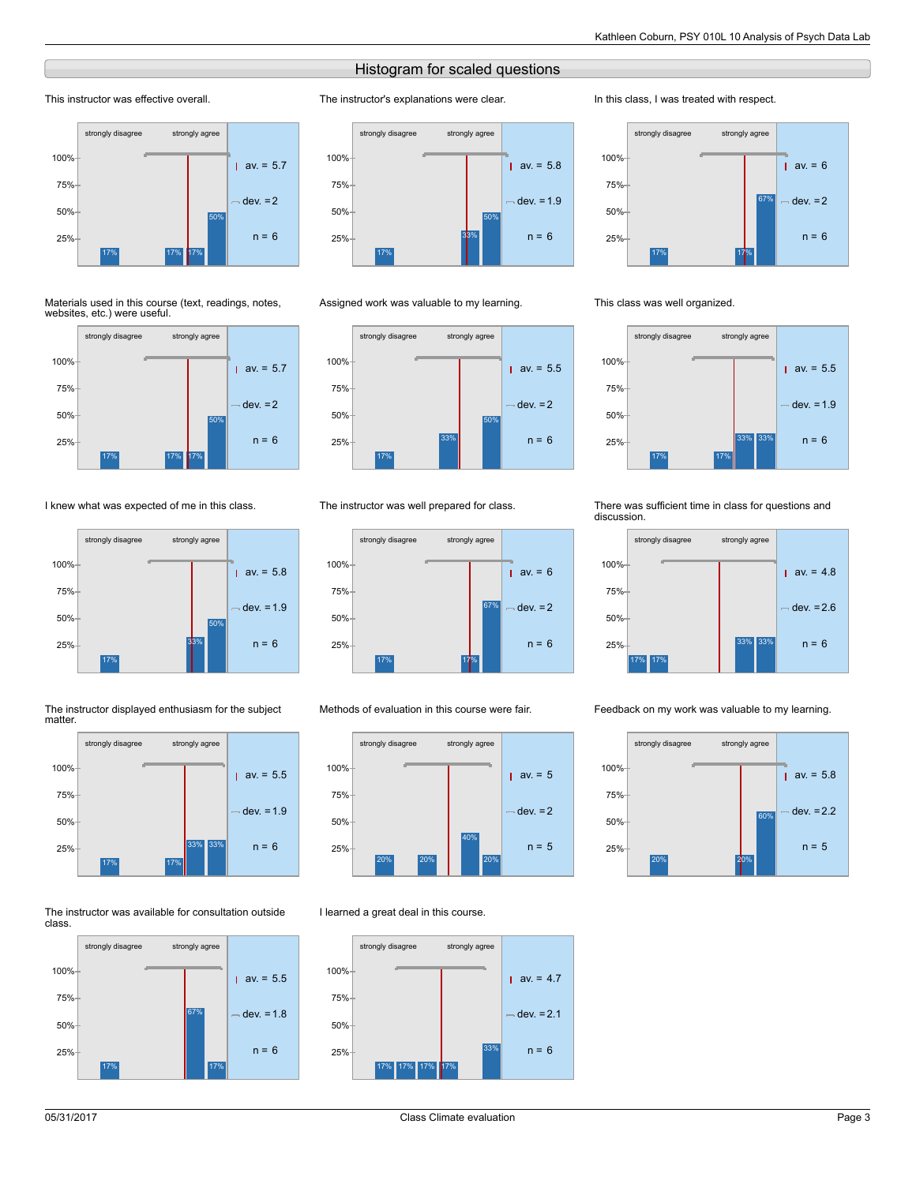## Histogram for scaled questions

**This instructor was effective overall.**

strongly disagree — strongly agree

Bars: 17%, 17%, 17%, 50%

av. = 5.7 | dev. = 2 | n = 6

**The instructor's explanations were clear.**

strongly disagree — strongly agree

Bars: 17%, 33%, 50%

av. = 5.8 | dev. = 1.9 | n = 6

**In this class, I was treated with respect.**

strongly disagree — strongly agree

Bars: 17%, 17%, 67%

av. = 6 | dev. = 2 | n = 6

**Materials used in this course (text, readings, notes, websites, etc.) were useful.**

strongly disagree — strongly agree

Bars: 17%, 17%, 17%, 50%

av. = 5.7 | dev. = 2 | n = 6

**Assigned work was valuable to my learning.**

strongly disagree — strongly agree

Bars: 17%, 33%, 50%

av. = 5.5 | dev. = 2 | n = 6

**This class was well organized.**

strongly disagree — strongly agree

Bars: 17%, 17%, 33%, 33%

av. = 5.5 | dev. = 1.9 | n = 6

**I knew what was expected of me in this class.**

strongly disagree — strongly agree

Bars: 17%, 33%, 50%

av. = 5.8 | dev. = 1.9 | n = 6

**The instructor was well prepared for class.**

strongly disagree — strongly agree

Bars: 17%, 17%, 67%

av. = 6 | dev. = 2 | n = 6

**There was sufficient time in class for questions and discussion.**

strongly disagree — strongly agree

Bars: 17%, 17%, 33%, 33%

av. = 4.8 | dev. = 2.6 | n = 6

**The instructor displayed enthusiasm for the subject matter.**

strongly disagree — strongly agree

Bars: 17%, 17%, 33%, 33%

av. = 5.5 | dev. = 1.9 | n = 6

**Methods of evaluation in this course were fair.**

strongly disagree — strongly agree

Bars: 20%, 20%, 40%, 20%

av. = 5 | dev. = 2 | n = 5

**Feedback on my work was valuable to my learning.**

strongly disagree — strongly agree

Bars: 20%, 20%, 60%

av. = 5.8 | dev. = 2.2 | n = 5

**The instructor was available for consultation outside class.**

strongly disagree — strongly agree

Bars: 17%, 67%, 17%

av. = 5.5 | dev. = 1.8 | n = 6

**I learned a great deal in this course.**

strongly disagree — strongly agree

Bars: 17%, 17%, 17%, 17%, 33%

av. = 4.7 | dev. = 2.1 | n = 6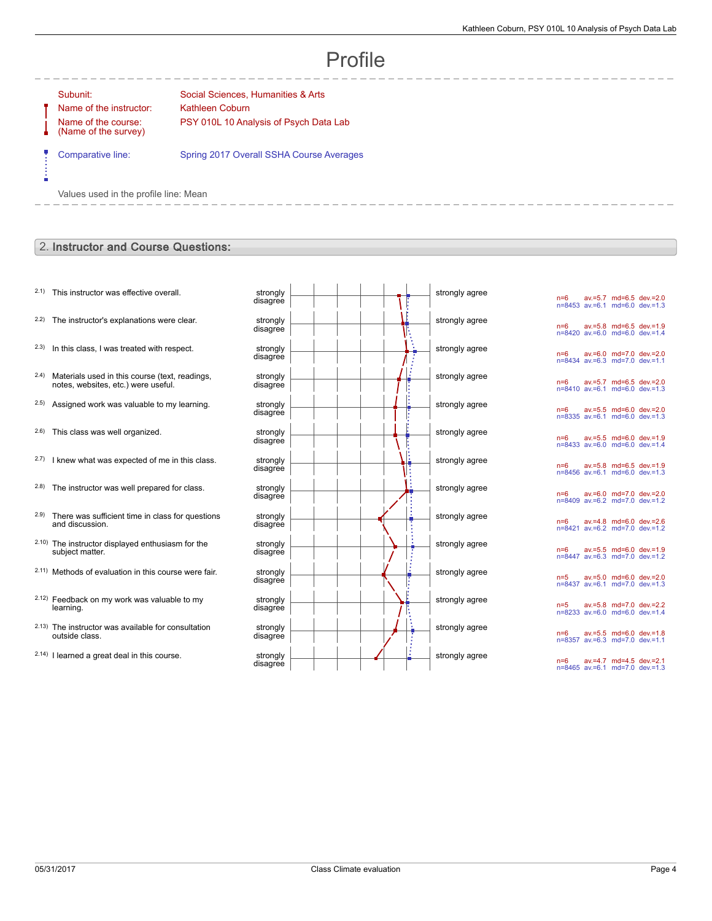# Profile

| | |
|---|---|
| Subunit: | Social Sciences, Humanities & Arts |
| Name of the instructor: | Kathleen Coburn |
| Name of the course: (Name of the survey) | PSY 010L 10 Analysis of Psych Data Lab |
| Comparative line: | Spring 2017 Overall SSHA Course Averages |

Values used in the profile line: Mean

## 2. Instructor and Course Questions:

| | Question | Left pole | Right pole | Course (red) | Comparison (blue) |
|---|---|---|---|---|---|
| 2.1) | This instructor was effective overall. | strongly disagree | strongly agree | n=6 av.=5.7 md=6.5 dev.=2.0 | n=8453 av.=6.1 md=6.0 dev.=1.3 |
| 2.2) | The instructor's explanations were clear. | strongly disagree | strongly agree | n=6 av.=5.8 md=6.5 dev.=1.9 | n=8420 av.=6.0 md=6.0 dev.=1.4 |
| 2.3) | In this class, I was treated with respect. | strongly disagree | strongly agree | n=6 av.=6.0 md=7.0 dev.=2.0 | n=8434 av.=6.3 md=7.0 dev.=1.1 |
| 2.4) | Materials used in this course (text, readings, notes, websites, etc.) were useful. | strongly disagree | strongly agree | n=6 av.=5.7 md=6.5 dev.=2.0 | n=8410 av.=6.1 md=6.0 dev.=1.3 |
| 2.5) | Assigned work was valuable to my learning. | strongly disagree | strongly agree | n=6 av.=5.5 md=6.0 dev.=2.0 | n=8335 av.=6.1 md=6.0 dev.=1.3 |
| 2.6) | This class was well organized. | strongly disagree | strongly agree | n=6 av.=5.5 md=6.0 dev.=1.9 | n=8433 av.=6.0 md=6.0 dev.=1.4 |
| 2.7) | I knew what was expected of me in this class. | strongly disagree | strongly agree | n=6 av.=5.8 md=6.5 dev.=1.9 | n=8456 av.=6.1 md=6.0 dev.=1.3 |
| 2.8) | The instructor was well prepared for class. | strongly disagree | strongly agree | n=6 av.=6.0 md=7.0 dev.=2.0 | n=8409 av.=6.2 md=7.0 dev.=1.2 |
| 2.9) | There was sufficient time in class for questions and discussion. | strongly disagree | strongly agree | n=6 av.=4.8 md=6.0 dev.=2.6 | n=8421 av.=6.2 md=7.0 dev.=1.2 |
| 2.10) | The instructor displayed enthusiasm for the subject matter. | strongly disagree | strongly agree | n=6 av.=5.5 md=6.0 dev.=1.9 | n=8447 av.=6.3 md=7.0 dev.=1.2 |
| 2.11) | Methods of evaluation in this course were fair. | strongly disagree | strongly agree | n=5 av.=5.0 md=6.0 dev.=2.0 | n=8437 av.=6.1 md=7.0 dev.=1.3 |
| 2.12) | Feedback on my work was valuable to my learning. | strongly disagree | strongly agree | n=5 av.=5.8 md=7.0 dev.=2.2 | n=8233 av.=6.0 md=6.0 dev.=1.4 |
| 2.13) | The instructor was available for consultation outside class. | strongly disagree | strongly agree | n=6 av.=5.5 md=6.0 dev.=1.8 | n=8357 av.=6.3 md=7.0 dev.=1.1 |
| 2.14) | I learned a great deal in this course. | strongly disagree | strongly agree | n=6 av.=4.7 md=4.5 dev.=2.1 | n=8465 av.=6.1 md=7.0 dev.=1.3 |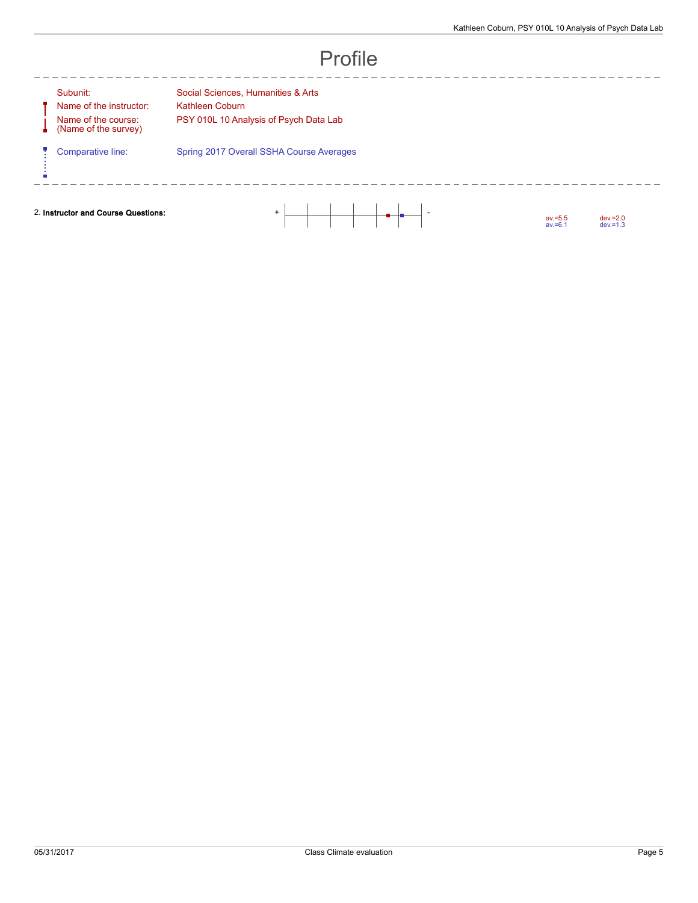# Profile

| | |
|---|---|
| Subunit: | Social Sciences, Humanities & Arts |
| Name of the instructor: | Kathleen Coburn |
| Name of the course: (Name of the survey) | PSY 010L 10 Analysis of Psych Data Lab |
| Comparative line: | Spring 2017 Overall SSHA Course Averages |

| Question | + | - | av. | dev. |
|---|---|---|---|---|
| 2. **Instructor and Course Questions:** | | | av.=5.5 | dev.=2.0 |
| | | | av.=6.1 | dev.=1.3 |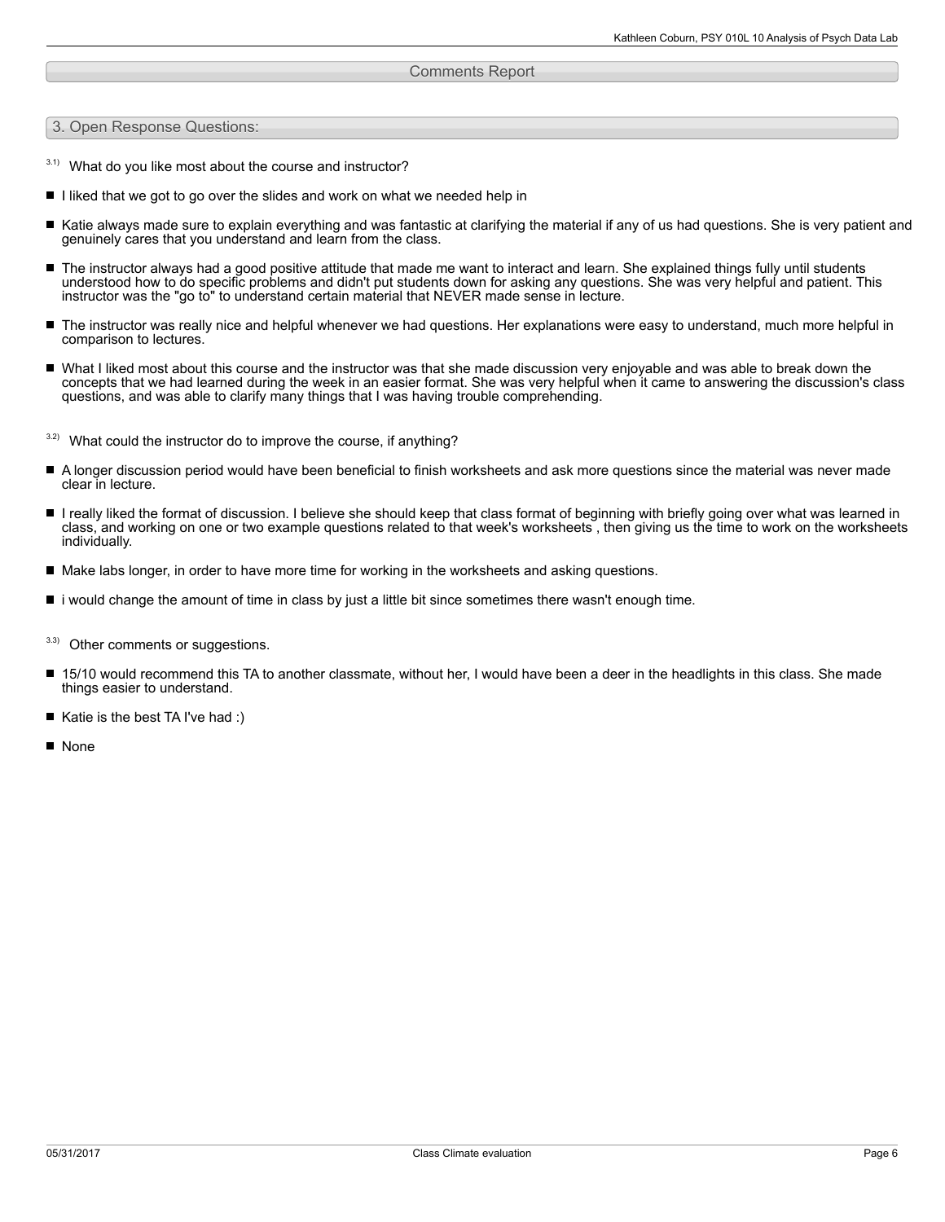## Comments Report

### 3. Open Response Questions:

3.1) What do you like most about the course and instructor?

- I liked that we got to go over the slides and work on what we needed help in
- Katie always made sure to explain everything and was fantastic at clarifying the material if any of us had questions. She is very patient and genuinely cares that you understand and learn from the class.
- The instructor always had a good positive attitude that made me want to interact and learn. She explained things fully until students understood how to do specific problems and didn't put students down for asking any questions. She was very helpful and patient. This instructor was the "go to" to understand certain material that NEVER made sense in lecture.
- The instructor was really nice and helpful whenever we had questions. Her explanations were easy to understand, much more helpful in comparison to lectures.
- What I liked most about this course and the instructor was that she made discussion very enjoyable and was able to break down the concepts that we had learned during the week in an easier format. She was very helpful when it came to answering the discussion's class questions, and was able to clarify many things that I was having trouble comprehending.

3.2) What could the instructor do to improve the course, if anything?

- A longer discussion period would have been beneficial to finish worksheets and ask more questions since the material was never made clear in lecture.
- I really liked the format of discussion. I believe she should keep that class format of beginning with briefly going over what was learned in class, and working on one or two example questions related to that week's worksheets , then giving us the time to work on the worksheets individually.
- Make labs longer, in order to have more time for working in the worksheets and asking questions.
- i would change the amount of time in class by just a little bit since sometimes there wasn't enough time.

3.3) Other comments or suggestions.

- 15/10 would recommend this TA to another classmate, without her, I would have been a deer in the headlights in this class. She made things easier to understand.
- Katie is the best TA I've had :)
- None